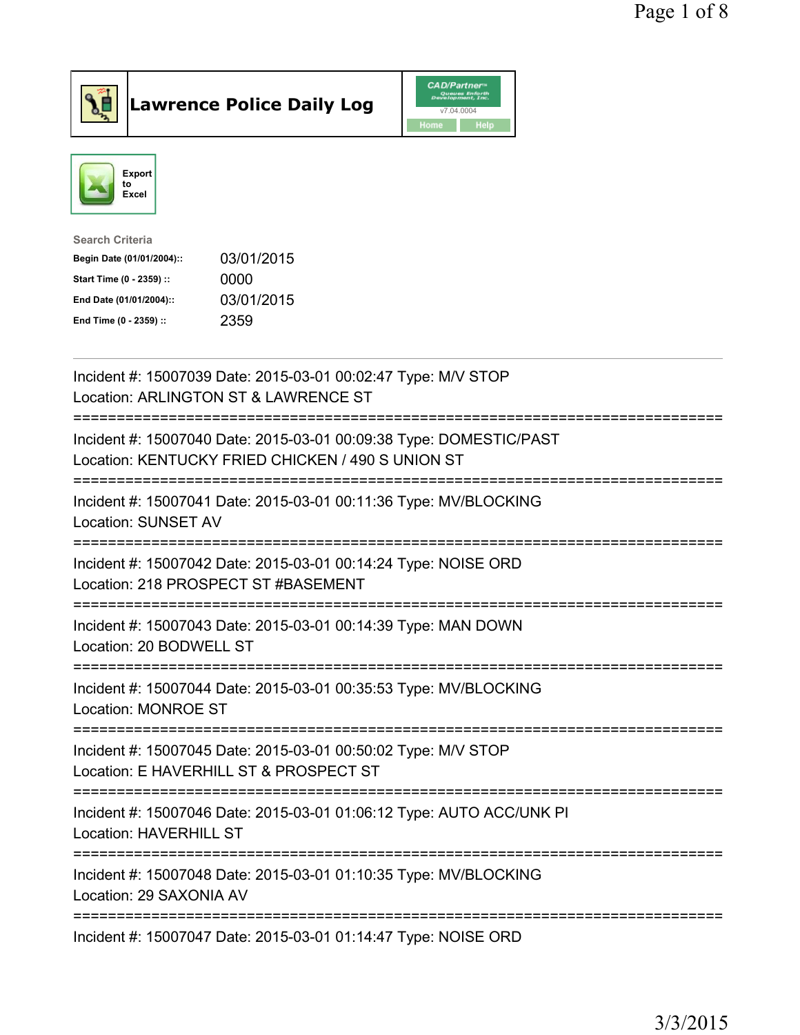# Lawrence Police Daily Log

CAD/Partner v7.04.0004

Home Help

Export to Excel

**Search Criteria**

| | |
|---|---|
| **Begin Date (01/01/2004)::** | 03/01/2015 |
| **Start Time (0 - 2359) ::** | 0000 |
| **End Date (01/01/2004)::** | 03/01/2015 |
| **End Time (0 - 2359) ::** | 2359 |

---

Incident #: 15007039 Date: 2015-03-01 00:02:47 Type: M/V STOP
Location: ARLINGTON ST & LAWRENCE ST

===========================================================================

Incident #: 15007040 Date: 2015-03-01 00:09:38 Type: DOMESTIC/PAST
Location: KENTUCKY FRIED CHICKEN / 490 S UNION ST

===========================================================================

Incident #: 15007041 Date: 2015-03-01 00:11:36 Type: MV/BLOCKING
Location: SUNSET AV

===========================================================================

Incident #: 15007042 Date: 2015-03-01 00:14:24 Type: NOISE ORD
Location: 218 PROSPECT ST #BASEMENT

===========================================================================

Incident #: 15007043 Date: 2015-03-01 00:14:39 Type: MAN DOWN
Location: 20 BODWELL ST

===========================================================================

Incident #: 15007044 Date: 2015-03-01 00:35:53 Type: MV/BLOCKING
Location: MONROE ST

===========================================================================

Incident #: 15007045 Date: 2015-03-01 00:50:02 Type: M/V STOP
Location: E HAVERHILL ST & PROSPECT ST

===========================================================================

Incident #: 15007046 Date: 2015-03-01 01:06:12 Type: AUTO ACC/UNK PI
Location: HAVERHILL ST

===========================================================================

Incident #: 15007048 Date: 2015-03-01 01:10:35 Type: MV/BLOCKING
Location: 29 SAXONIA AV

===========================================================================

Incident #: 15007047 Date: 2015-03-01 01:14:47 Type: NOISE ORD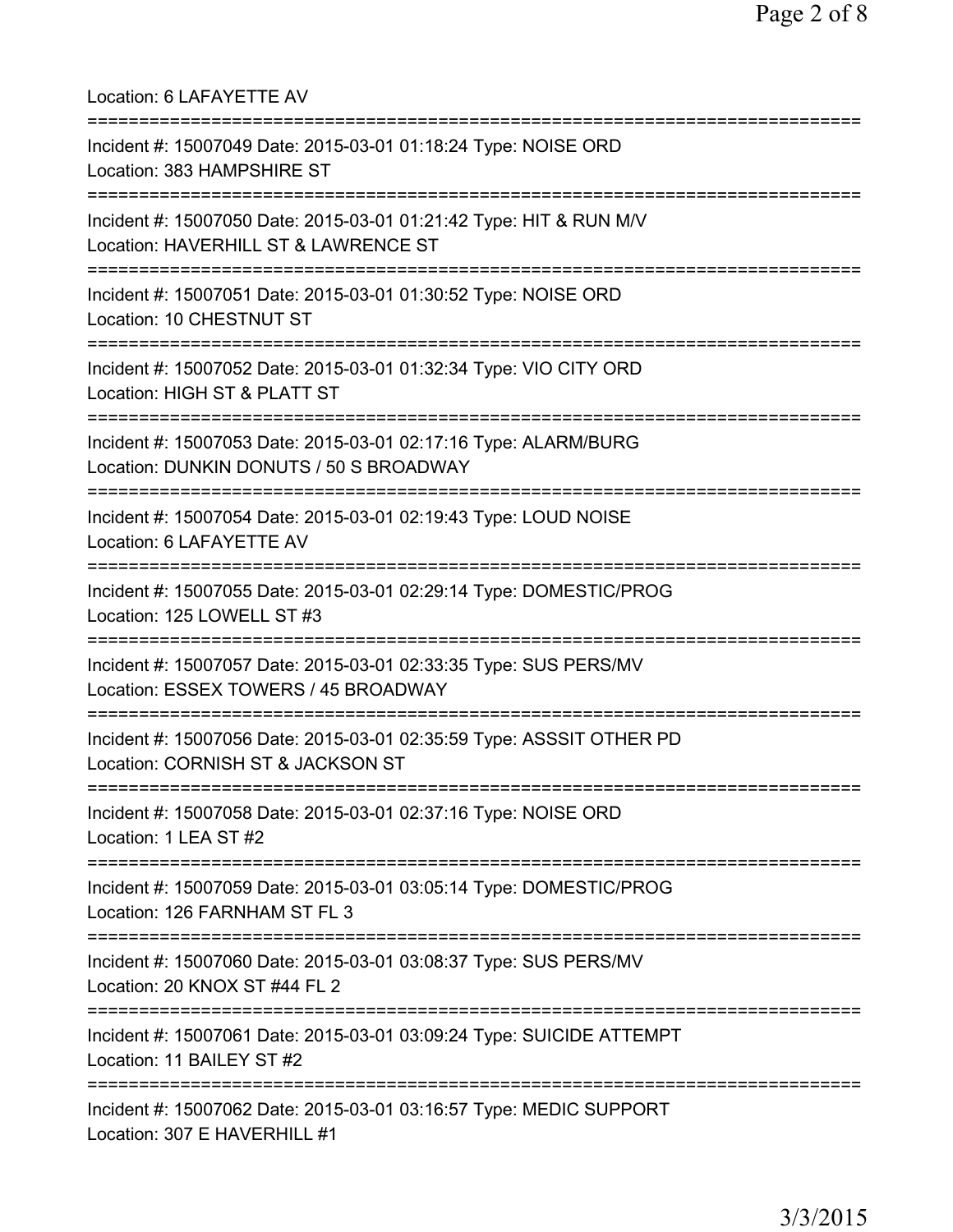Location: 6 LAFAYETTE AV

===========================================================================

Incident #: 15007049 Date: 2015-03-01 01:18:24 Type: NOISE ORD
Location: 383 HAMPSHIRE ST

===========================================================================

Incident #: 15007050 Date: 2015-03-01 01:21:42 Type: HIT & RUN M/V
Location: HAVERHILL ST & LAWRENCE ST

===========================================================================

Incident #: 15007051 Date: 2015-03-01 01:30:52 Type: NOISE ORD
Location: 10 CHESTNUT ST

===========================================================================

Incident #: 15007052 Date: 2015-03-01 01:32:34 Type: VIO CITY ORD
Location: HIGH ST & PLATT ST

===========================================================================

Incident #: 15007053 Date: 2015-03-01 02:17:16 Type: ALARM/BURG
Location: DUNKIN DONUTS / 50 S BROADWAY

===========================================================================

Incident #: 15007054 Date: 2015-03-01 02:19:43 Type: LOUD NOISE
Location: 6 LAFAYETTE AV

===========================================================================

Incident #: 15007055 Date: 2015-03-01 02:29:14 Type: DOMESTIC/PROG
Location: 125 LOWELL ST #3

===========================================================================

Incident #: 15007057 Date: 2015-03-01 02:33:35 Type: SUS PERS/MV
Location: ESSEX TOWERS / 45 BROADWAY

===========================================================================

Incident #: 15007056 Date: 2015-03-01 02:35:59 Type: ASSSIT OTHER PD
Location: CORNISH ST & JACKSON ST

===========================================================================

Incident #: 15007058 Date: 2015-03-01 02:37:16 Type: NOISE ORD
Location: 1 LEA ST #2

===========================================================================

Incident #: 15007059 Date: 2015-03-01 03:05:14 Type: DOMESTIC/PROG
Location: 126 FARNHAM ST FL 3

===========================================================================

Incident #: 15007060 Date: 2015-03-01 03:08:37 Type: SUS PERS/MV
Location: 20 KNOX ST #44 FL 2

===========================================================================

Incident #: 15007061 Date: 2015-03-01 03:09:24 Type: SUICIDE ATTEMPT
Location: 11 BAILEY ST #2

===========================================================================

Incident #: 15007062 Date: 2015-03-01 03:16:57 Type: MEDIC SUPPORT
Location: 307 E HAVERHILL #1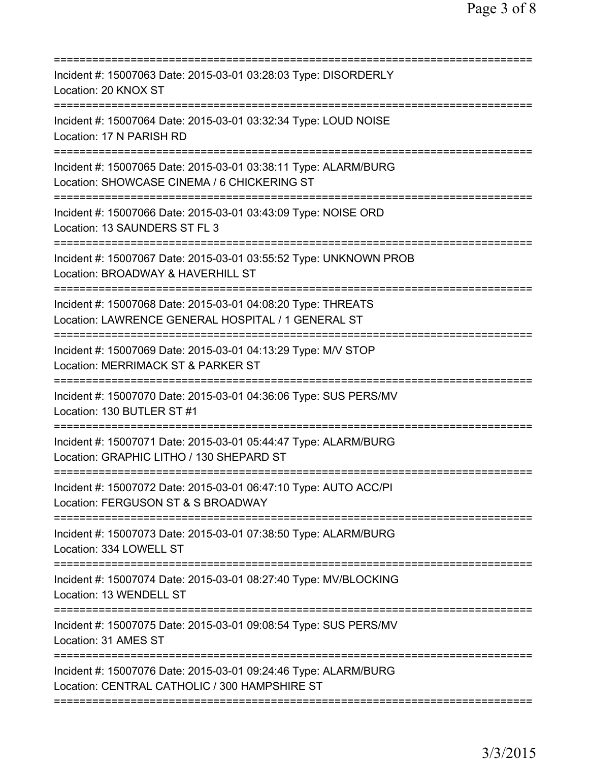===========================================================================

Incident #: 15007063 Date: 2015-03-01 03:28:03 Type: DISORDERLY
Location: 20 KNOX ST

===========================================================================

Incident #: 15007064 Date: 2015-03-01 03:32:34 Type: LOUD NOISE
Location: 17 N PARISH RD

===========================================================================

Incident #: 15007065 Date: 2015-03-01 03:38:11 Type: ALARM/BURG
Location: SHOWCASE CINEMA / 6 CHICKERING ST

===========================================================================

Incident #: 15007066 Date: 2015-03-01 03:43:09 Type: NOISE ORD
Location: 13 SAUNDERS ST FL 3

===========================================================================

Incident #: 15007067 Date: 2015-03-01 03:55:52 Type: UNKNOWN PROB
Location: BROADWAY & HAVERHILL ST

===========================================================================

Incident #: 15007068 Date: 2015-03-01 04:08:20 Type: THREATS
Location: LAWRENCE GENERAL HOSPITAL / 1 GENERAL ST

===========================================================================

Incident #: 15007069 Date: 2015-03-01 04:13:29 Type: M/V STOP
Location: MERRIMACK ST & PARKER ST

===========================================================================

Incident #: 15007070 Date: 2015-03-01 04:36:06 Type: SUS PERS/MV
Location: 130 BUTLER ST #1

===========================================================================

Incident #: 15007071 Date: 2015-03-01 05:44:47 Type: ALARM/BURG
Location: GRAPHIC LITHO / 130 SHEPARD ST

===========================================================================

Incident #: 15007072 Date: 2015-03-01 06:47:10 Type: AUTO ACC/PI
Location: FERGUSON ST & S BROADWAY

===========================================================================

Incident #: 15007073 Date: 2015-03-01 07:38:50 Type: ALARM/BURG
Location: 334 LOWELL ST

===========================================================================

Incident #: 15007074 Date: 2015-03-01 08:27:40 Type: MV/BLOCKING
Location: 13 WENDELL ST

===========================================================================

Incident #: 15007075 Date: 2015-03-01 09:08:54 Type: SUS PERS/MV
Location: 31 AMES ST

===========================================================================

Incident #: 15007076 Date: 2015-03-01 09:24:46 Type: ALARM/BURG
Location: CENTRAL CATHOLIC / 300 HAMPSHIRE ST

===========================================================================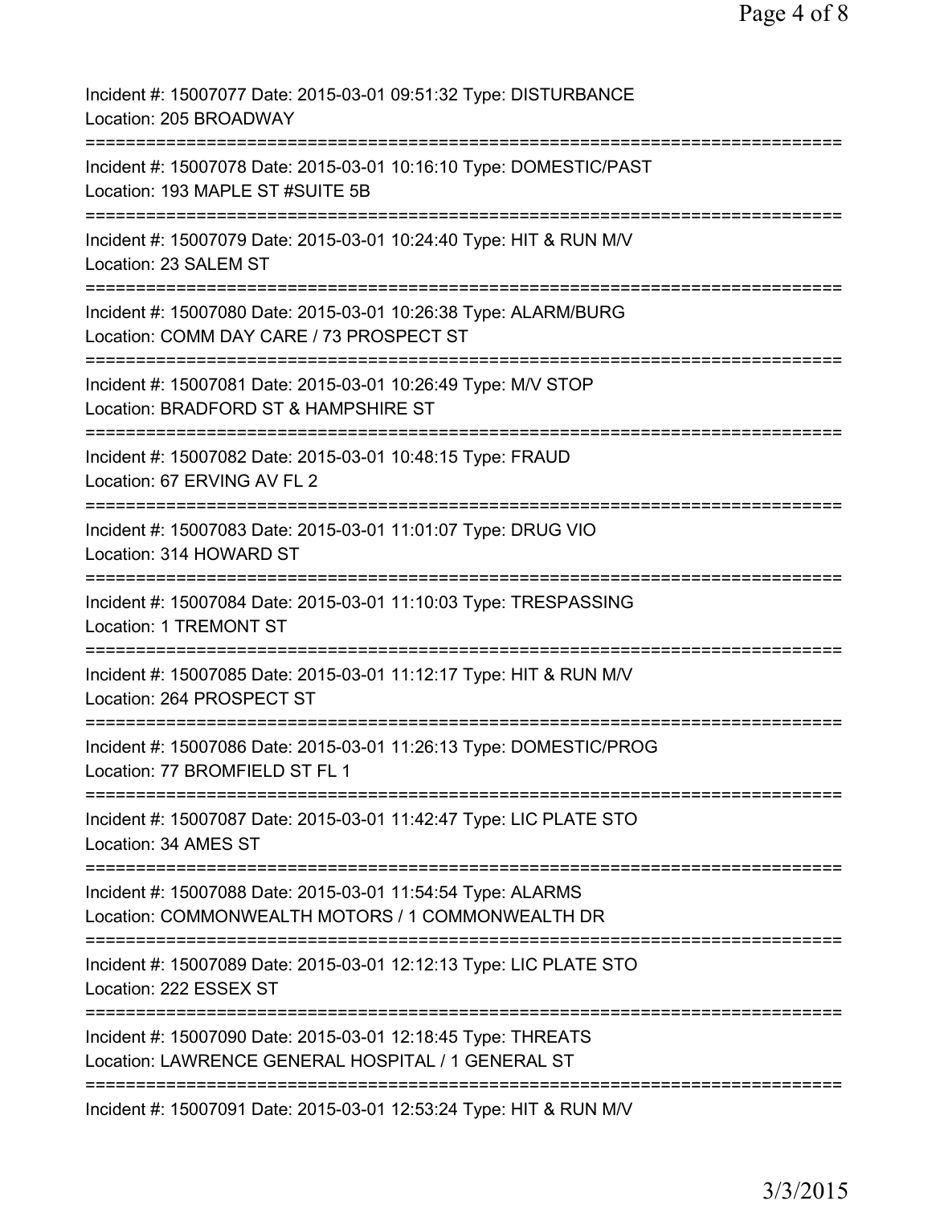Incident #: 15007077 Date: 2015-03-01 09:51:32 Type: DISTURBANCE
Location: 205 BROADWAY

===========================================================================

Incident #: 15007078 Date: 2015-03-01 10:16:10 Type: DOMESTIC/PAST
Location: 193 MAPLE ST #SUITE 5B

===========================================================================

Incident #: 15007079 Date: 2015-03-01 10:24:40 Type: HIT & RUN M/V
Location: 23 SALEM ST

===========================================================================

Incident #: 15007080 Date: 2015-03-01 10:26:38 Type: ALARM/BURG
Location: COMM DAY CARE / 73 PROSPECT ST

===========================================================================

Incident #: 15007081 Date: 2015-03-01 10:26:49 Type: M/V STOP
Location: BRADFORD ST & HAMPSHIRE ST

===========================================================================

Incident #: 15007082 Date: 2015-03-01 10:48:15 Type: FRAUD
Location: 67 ERVING AV FL 2

===========================================================================

Incident #: 15007083 Date: 2015-03-01 11:01:07 Type: DRUG VIO
Location: 314 HOWARD ST

===========================================================================

Incident #: 15007084 Date: 2015-03-01 11:10:03 Type: TRESPASSING
Location: 1 TREMONT ST

===========================================================================

Incident #: 15007085 Date: 2015-03-01 11:12:17 Type: HIT & RUN M/V
Location: 264 PROSPECT ST

===========================================================================

Incident #: 15007086 Date: 2015-03-01 11:26:13 Type: DOMESTIC/PROG
Location: 77 BROMFIELD ST FL 1

===========================================================================

Incident #: 15007087 Date: 2015-03-01 11:42:47 Type: LIC PLATE STO
Location: 34 AMES ST

===========================================================================

Incident #: 15007088 Date: 2015-03-01 11:54:54 Type: ALARMS
Location: COMMONWEALTH MOTORS / 1 COMMONWEALTH DR

===========================================================================

Incident #: 15007089 Date: 2015-03-01 12:12:13 Type: LIC PLATE STO
Location: 222 ESSEX ST

===========================================================================

Incident #: 15007090 Date: 2015-03-01 12:18:45 Type: THREATS
Location: LAWRENCE GENERAL HOSPITAL / 1 GENERAL ST

===========================================================================

Incident #: 15007091 Date: 2015-03-01 12:53:24 Type: HIT & RUN M/V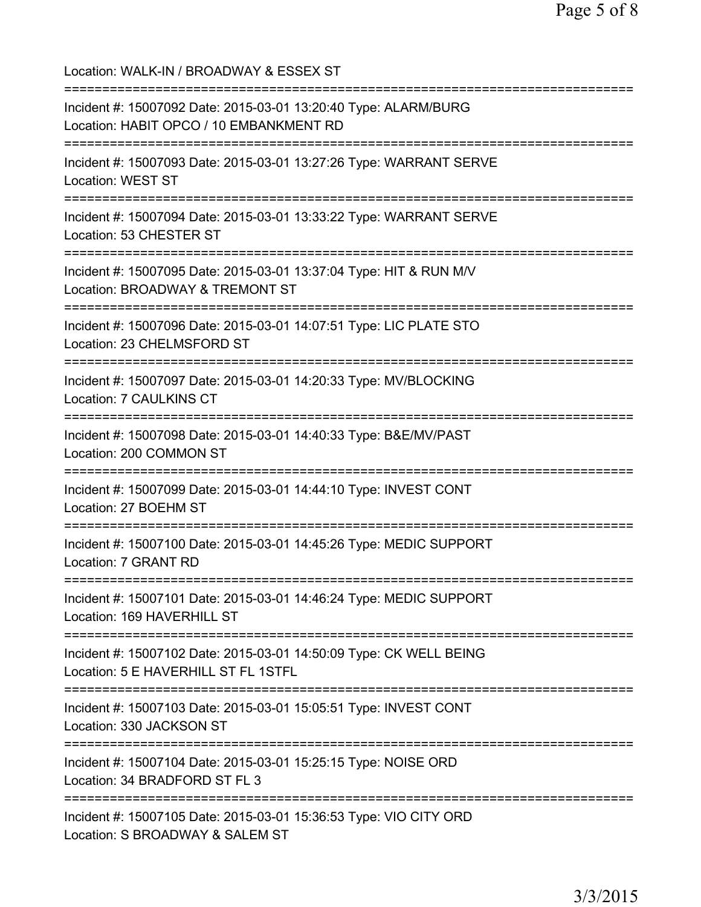Location: WALK-IN / BROADWAY & ESSEX ST

===========================================================================

Incident #: 15007092 Date: 2015-03-01 13:20:40 Type: ALARM/BURG
Location: HABIT OPCO / 10 EMBANKMENT RD

===========================================================================

Incident #: 15007093 Date: 2015-03-01 13:27:26 Type: WARRANT SERVE
Location: WEST ST

===========================================================================

Incident #: 15007094 Date: 2015-03-01 13:33:22 Type: WARRANT SERVE
Location: 53 CHESTER ST

===========================================================================

Incident #: 15007095 Date: 2015-03-01 13:37:04 Type: HIT & RUN M/V
Location: BROADWAY & TREMONT ST

===========================================================================

Incident #: 15007096 Date: 2015-03-01 14:07:51 Type: LIC PLATE STO
Location: 23 CHELMSFORD ST

===========================================================================

Incident #: 15007097 Date: 2015-03-01 14:20:33 Type: MV/BLOCKING
Location: 7 CAULKINS CT

===========================================================================

Incident #: 15007098 Date: 2015-03-01 14:40:33 Type: B&E/MV/PAST
Location: 200 COMMON ST

===========================================================================

Incident #: 15007099 Date: 2015-03-01 14:44:10 Type: INVEST CONT
Location: 27 BOEHM ST

===========================================================================

Incident #: 15007100 Date: 2015-03-01 14:45:26 Type: MEDIC SUPPORT
Location: 7 GRANT RD

===========================================================================

Incident #: 15007101 Date: 2015-03-01 14:46:24 Type: MEDIC SUPPORT
Location: 169 HAVERHILL ST

===========================================================================

Incident #: 15007102 Date: 2015-03-01 14:50:09 Type: CK WELL BEING
Location: 5 E HAVERHILL ST FL 1STFL

===========================================================================

Incident #: 15007103 Date: 2015-03-01 15:05:51 Type: INVEST CONT
Location: 330 JACKSON ST

===========================================================================

Incident #: 15007104 Date: 2015-03-01 15:25:15 Type: NOISE ORD
Location: 34 BRADFORD ST FL 3

===========================================================================

Incident #: 15007105 Date: 2015-03-01 15:36:53 Type: VIO CITY ORD
Location: S BROADWAY & SALEM ST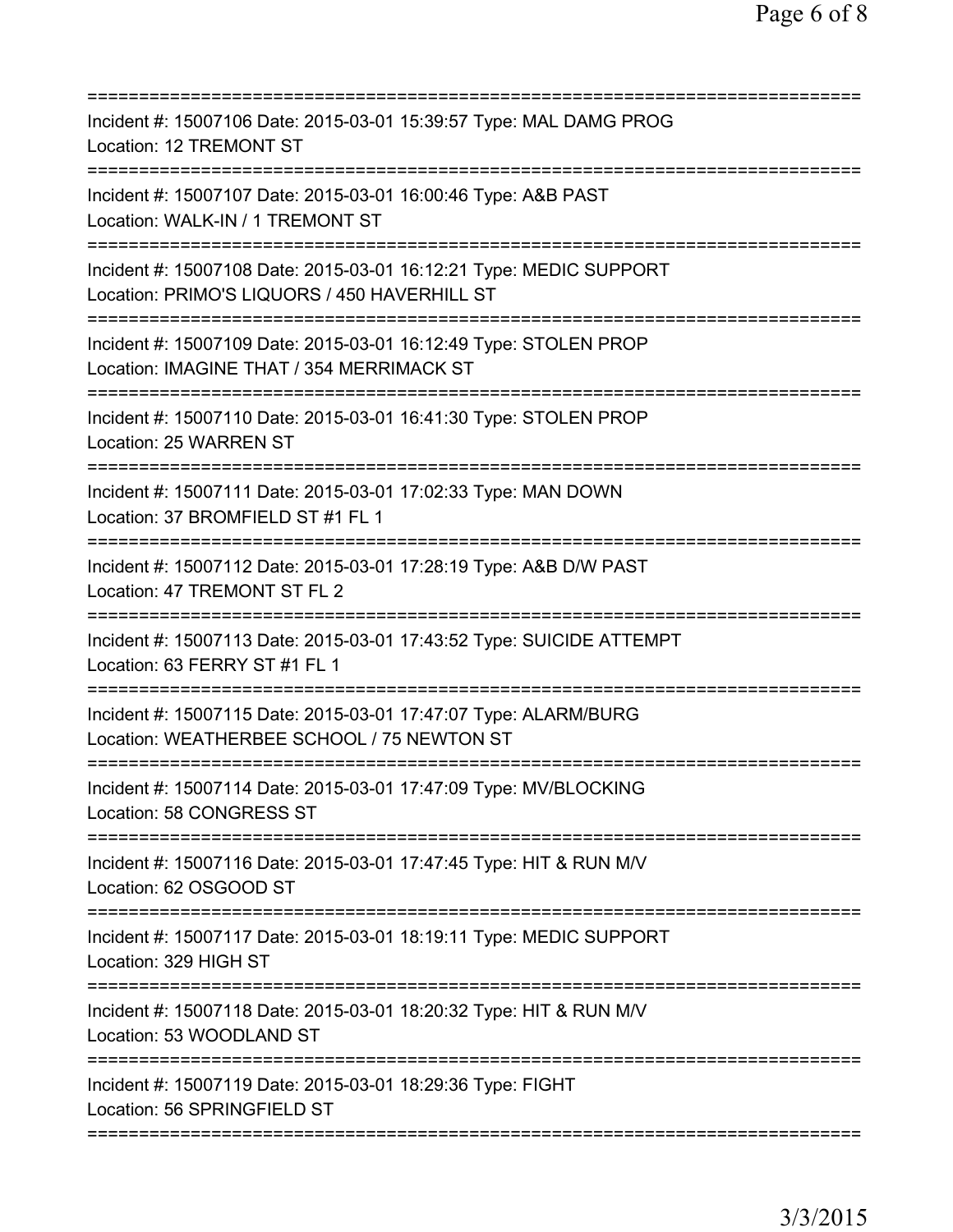===========================================================================
Incident #: 15007106 Date: 2015-03-01 15:39:57 Type: MAL DAMG PROG
Location: 12 TREMONT ST
===========================================================================
Incident #: 15007107 Date: 2015-03-01 16:00:46 Type: A&B PAST
Location: WALK-IN / 1 TREMONT ST
===========================================================================
Incident #: 15007108 Date: 2015-03-01 16:12:21 Type: MEDIC SUPPORT
Location: PRIMO'S LIQUORS / 450 HAVERHILL ST
===========================================================================
Incident #: 15007109 Date: 2015-03-01 16:12:49 Type: STOLEN PROP
Location: IMAGINE THAT / 354 MERRIMACK ST
===========================================================================
Incident #: 15007110 Date: 2015-03-01 16:41:30 Type: STOLEN PROP
Location: 25 WARREN ST
===========================================================================
Incident #: 15007111 Date: 2015-03-01 17:02:33 Type: MAN DOWN
Location: 37 BROMFIELD ST #1 FL 1
===========================================================================
Incident #: 15007112 Date: 2015-03-01 17:28:19 Type: A&B D/W PAST
Location: 47 TREMONT ST FL 2
===========================================================================
Incident #: 15007113 Date: 2015-03-01 17:43:52 Type: SUICIDE ATTEMPT
Location: 63 FERRY ST #1 FL 1
===========================================================================
Incident #: 15007115 Date: 2015-03-01 17:47:07 Type: ALARM/BURG
Location: WEATHERBEE SCHOOL / 75 NEWTON ST
===========================================================================
Incident #: 15007114 Date: 2015-03-01 17:47:09 Type: MV/BLOCKING
Location: 58 CONGRESS ST
===========================================================================
Incident #: 15007116 Date: 2015-03-01 17:47:45 Type: HIT & RUN M/V
Location: 62 OSGOOD ST
===========================================================================
Incident #: 15007117 Date: 2015-03-01 18:19:11 Type: MEDIC SUPPORT
Location: 329 HIGH ST
===========================================================================
Incident #: 15007118 Date: 2015-03-01 18:20:32 Type: HIT & RUN M/V
Location: 53 WOODLAND ST
===========================================================================
Incident #: 15007119 Date: 2015-03-01 18:29:36 Type: FIGHT
Location: 56 SPRINGFIELD ST
===========================================================================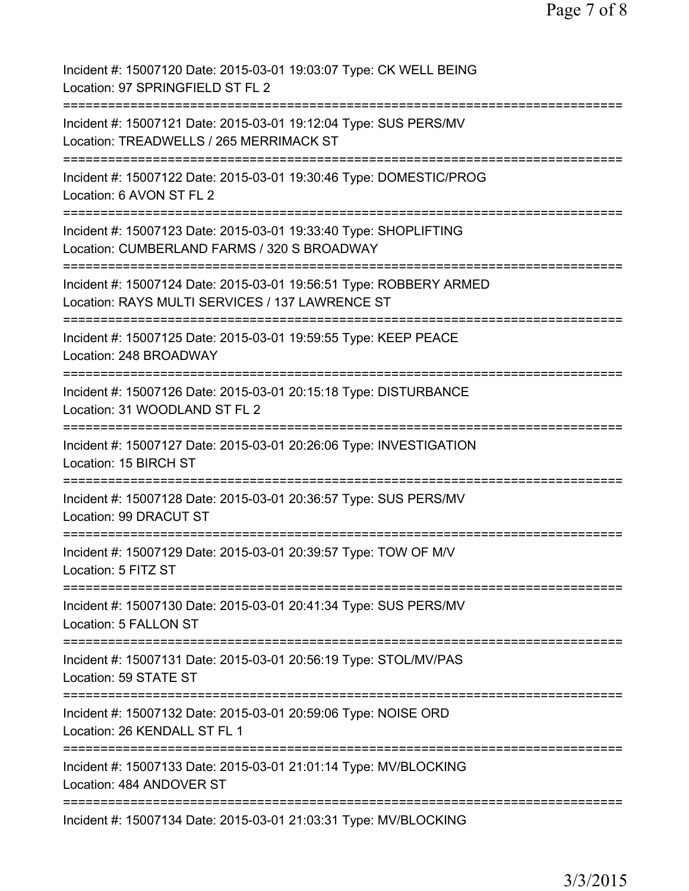Incident #: 15007120 Date: 2015-03-01 19:03:07 Type: CK WELL BEING
Location: 97 SPRINGFIELD ST FL 2

===========================================================================

Incident #: 15007121 Date: 2015-03-01 19:12:04 Type: SUS PERS/MV
Location: TREADWELLS / 265 MERRIMACK ST

===========================================================================

Incident #: 15007122 Date: 2015-03-01 19:30:46 Type: DOMESTIC/PROG
Location: 6 AVON ST FL 2

===========================================================================

Incident #: 15007123 Date: 2015-03-01 19:33:40 Type: SHOPLIFTING
Location: CUMBERLAND FARMS / 320 S BROADWAY

===========================================================================

Incident #: 15007124 Date: 2015-03-01 19:56:51 Type: ROBBERY ARMED
Location: RAYS MULTI SERVICES / 137 LAWRENCE ST

===========================================================================

Incident #: 15007125 Date: 2015-03-01 19:59:55 Type: KEEP PEACE
Location: 248 BROADWAY

===========================================================================

Incident #: 15007126 Date: 2015-03-01 20:15:18 Type: DISTURBANCE
Location: 31 WOODLAND ST FL 2

===========================================================================

Incident #: 15007127 Date: 2015-03-01 20:26:06 Type: INVESTIGATION
Location: 15 BIRCH ST

===========================================================================

Incident #: 15007128 Date: 2015-03-01 20:36:57 Type: SUS PERS/MV
Location: 99 DRACUT ST

===========================================================================

Incident #: 15007129 Date: 2015-03-01 20:39:57 Type: TOW OF M/V
Location: 5 FITZ ST

===========================================================================

Incident #: 15007130 Date: 2015-03-01 20:41:34 Type: SUS PERS/MV
Location: 5 FALLON ST

===========================================================================

Incident #: 15007131 Date: 2015-03-01 20:56:19 Type: STOL/MV/PAS
Location: 59 STATE ST

===========================================================================

Incident #: 15007132 Date: 2015-03-01 20:59:06 Type: NOISE ORD
Location: 26 KENDALL ST FL 1

===========================================================================

Incident #: 15007133 Date: 2015-03-01 21:01:14 Type: MV/BLOCKING
Location: 484 ANDOVER ST

===========================================================================

Incident #: 15007134 Date: 2015-03-01 21:03:31 Type: MV/BLOCKING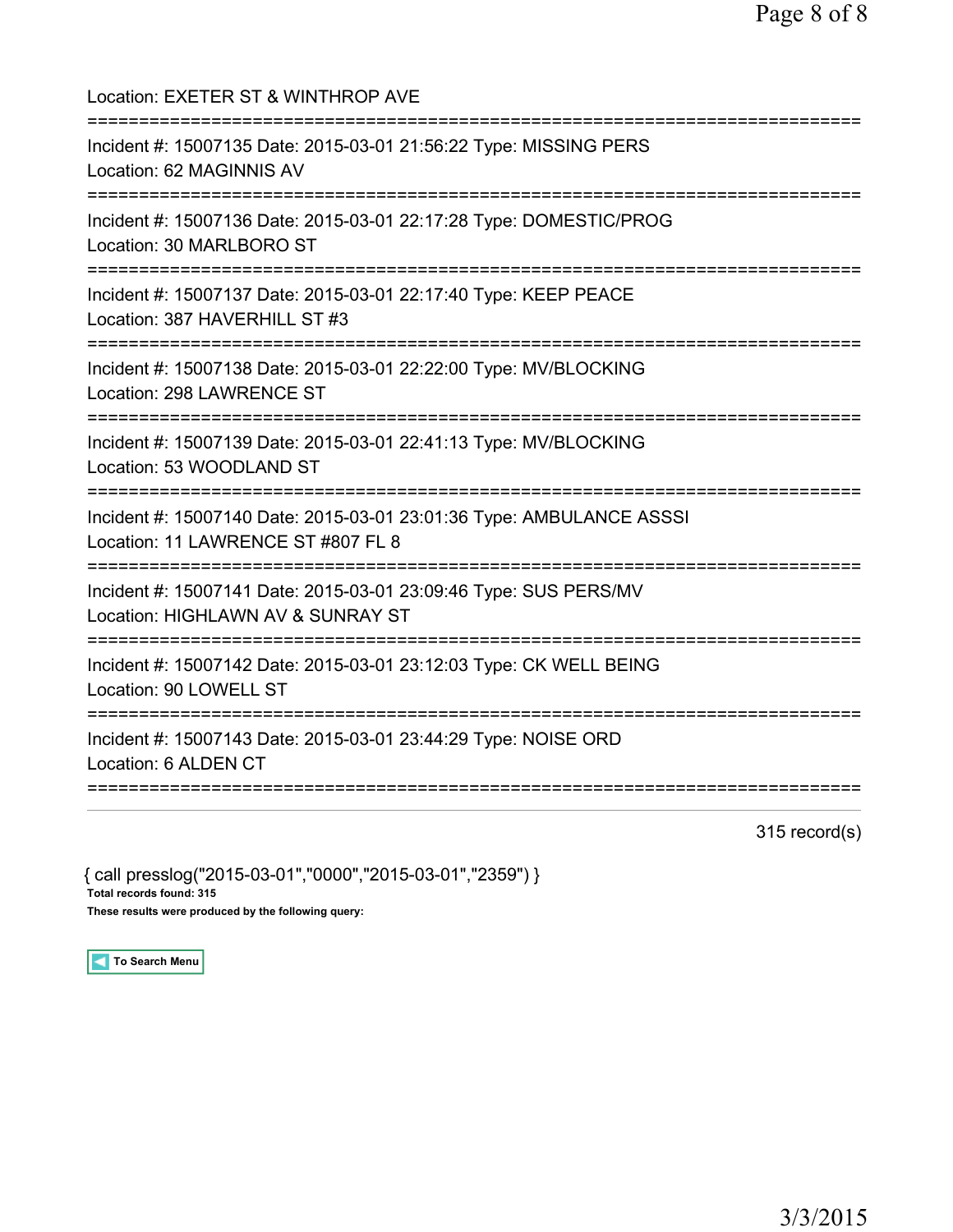Location: EXETER ST & WINTHROP AVE

===========================================================================

Incident #: 15007135 Date: 2015-03-01 21:56:22 Type: MISSING PERS
Location: 62 MAGINNIS AV

===========================================================================

Incident #: 15007136 Date: 2015-03-01 22:17:28 Type: DOMESTIC/PROG
Location: 30 MARLBORO ST

===========================================================================

Incident #: 15007137 Date: 2015-03-01 22:17:40 Type: KEEP PEACE
Location: 387 HAVERHILL ST #3

===========================================================================

Incident #: 15007138 Date: 2015-03-01 22:22:00 Type: MV/BLOCKING
Location: 298 LAWRENCE ST

===========================================================================

Incident #: 15007139 Date: 2015-03-01 22:41:13 Type: MV/BLOCKING
Location: 53 WOODLAND ST

===========================================================================

Incident #: 15007140 Date: 2015-03-01 23:01:36 Type: AMBULANCE ASSSI
Location: 11 LAWRENCE ST #807 FL 8

===========================================================================

Incident #: 15007141 Date: 2015-03-01 23:09:46 Type: SUS PERS/MV
Location: HIGHLAWN AV & SUNRAY ST

===========================================================================

Incident #: 15007142 Date: 2015-03-01 23:12:03 Type: CK WELL BEING
Location: 90 LOWELL ST

===========================================================================

Incident #: 15007143 Date: 2015-03-01 23:44:29 Type: NOISE ORD
Location: 6 ALDEN CT

===========================================================================

315 record(s)

{ call presslog("2015-03-01","0000","2015-03-01","2359") }

**Total records found: 315**

**These results were produced by the following query:**

To Search Menu

3/3/2015